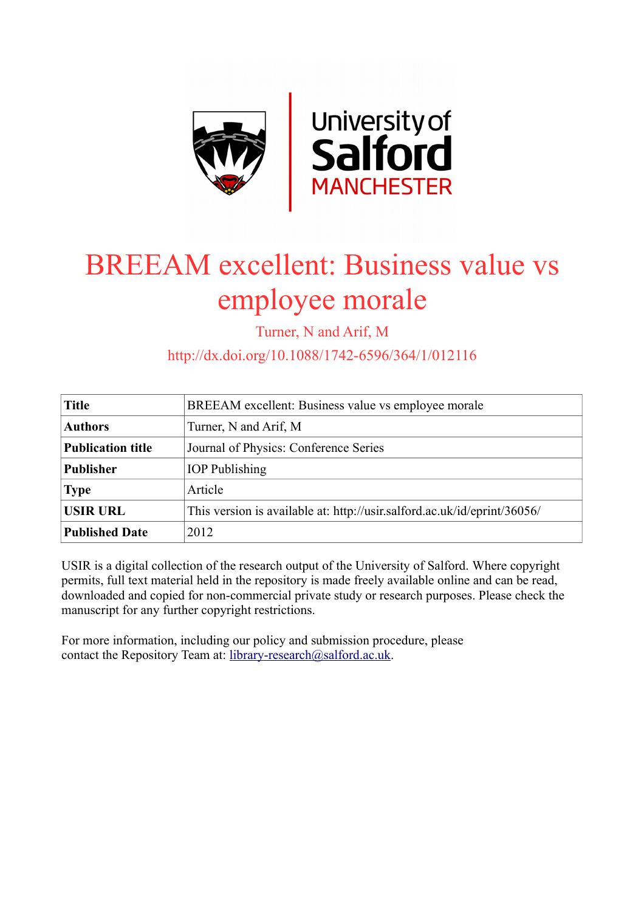# BREEAM excellent: Business value vs employee morale

Turner, N and Arif, M

http://dx.doi.org/10.1088/1742-6596/364/1/012116

| Title | BREEAM excellent: Business value vs employee morale |
|---|---|
| Authors | Turner, N and Arif, M |
| Publication title | Journal of Physics: Conference Series |
| Publisher | IOP Publishing |
| Type | Article |
| USIR URL | This version is available at: http://usir.salford.ac.uk/id/eprint/36056/ |
| Published Date | 2012 |

USIR is a digital collection of the research output of the University of Salford. Where copyright permits, full text material held in the repository is made freely available online and can be read, downloaded and copied for non-commercial private study or research purposes. Please check the manuscript for any further copyright restrictions.

For more information, including our policy and submission procedure, please contact the Repository Team at: library-research@salford.ac.uk.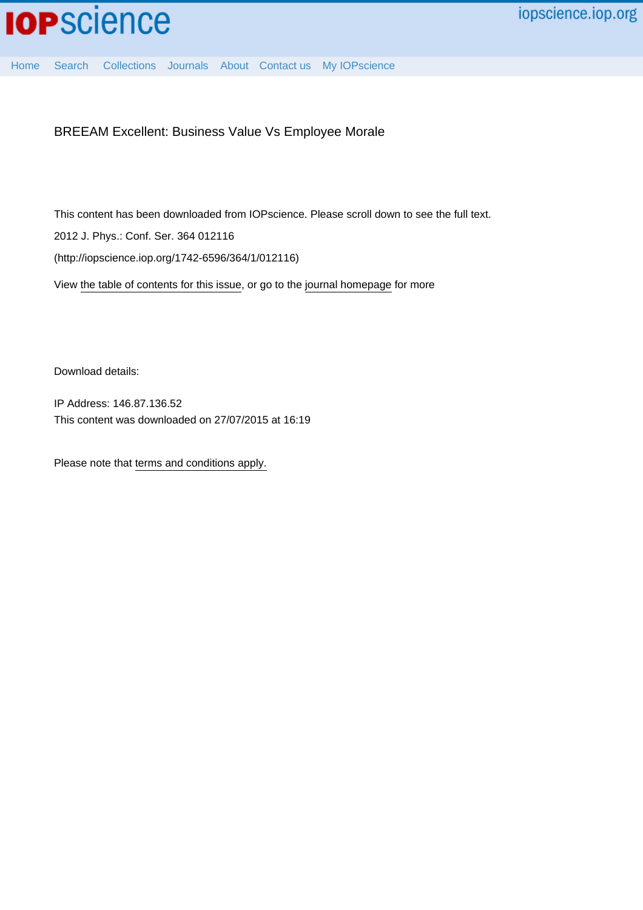BREEAM Excellent: Business Value Vs Employee Morale

This content has been downloaded from IOPscience. Please scroll down to see the full text.

2012 J. Phys.: Conf. Ser. 364 012116

(http://iopscience.iop.org/1742-6596/364/1/012116)

View the table of contents for this issue, or go to the journal homepage for more

Download details:

IP Address: 146.87.136.52

This content was downloaded on 27/07/2015 at 16:19

Please note that terms and conditions apply.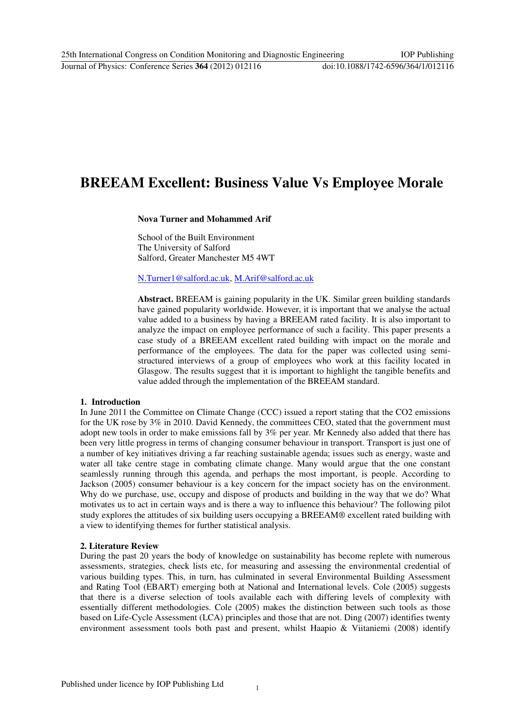# BREEAM Excellent: Business Value Vs Employee Morale

**Nova Turner and Mohammed Arif**

School of the Built Environment
The University of Salford
Salford, Greater Manchester M5 4WT

N.Turner1@salford.ac.uk, M.Arif@salford.ac.uk

**Abstract.** BREEAM is gaining popularity in the UK. Similar green building standards have gained popularity worldwide. However, it is important that we analyse the actual value added to a business by having a BREEAM rated facility. It is also important to analyze the impact on employee performance of such a facility. This paper presents a case study of a BREEAM excellent rated building with impact on the morale and performance of the employees. The data for the paper was collected using semi-structured interviews of a group of employees who work at this facility located in Glasgow. The results suggest that it is important to highlight the tangible benefits and value added through the implementation of the BREEAM standard.

## 1. Introduction

In June 2011 the Committee on Climate Change (CCC) issued a report stating that the $CO_2$ emissions for the UK rose by 3% in 2010. David Kennedy, the committees CEO, stated that the government must adopt new tools in order to make emissions fall by 3% per year. Mr Kennedy also added that there has been very little progress in terms of changing consumer behaviour in transport. Transport is just one of a number of key initiatives driving a far reaching sustainable agenda; issues such as energy, waste and water all take centre stage in combating climate change. Many would argue that the one constant seamlessly running through this agenda, and perhaps the most important, is people. According to Jackson (2005) consumer behaviour is a key concern for the impact society has on the environment. Why do we purchase, use, occupy and dispose of products and building in the way that we do? What motivates us to act in certain ways and is there a way to influence this behaviour? The following pilot study explores the attitudes of six building users occupying a BREEAM® excellent rated building with a view to identifying themes for further statistical analysis.

## 2. Literature Review

During the past 20 years the body of knowledge on sustainability has become replete with numerous assessments, strategies, check lists etc, for measuring and assessing the environmental credential of various building types. This, in turn, has culminated in several Environmental Building Assessment and Rating Tool (EBART) emerging both at National and International levels. Cole (2005) suggests that there is a diverse selection of tools available each with differing levels of complexity with essentially different methodologies. Cole (2005) makes the distinction between such tools as those based on Life-Cycle Assessment (LCA) principles and those that are not. Ding (2007) identifies twenty environment assessment tools both past and present, whilst Haapio & Viitaniemi (2008) identify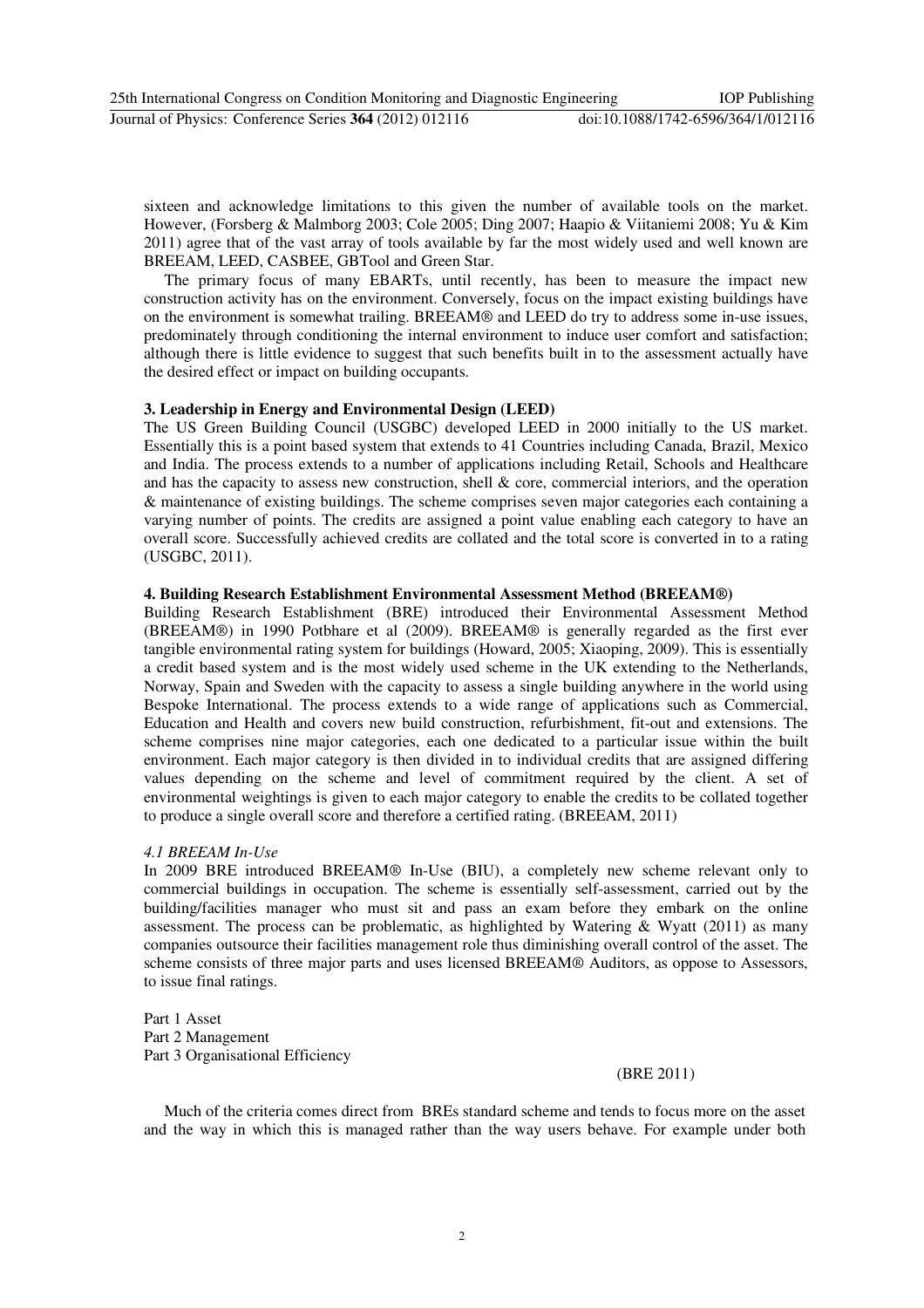sixteen and acknowledge limitations to this given the number of available tools on the market. However, (Forsberg & Malmborg 2003; Cole 2005; Ding 2007; Haapio & Viitaniemi 2008; Yu & Kim 2011) agree that of the vast array of tools available by far the most widely used and well known are BREEAM, LEED, CASBEE, GBTool and Green Star.

The primary focus of many EBARTs, until recently, has been to measure the impact new construction activity has on the environment. Conversely, focus on the impact existing buildings have on the environment is somewhat trailing. BREEAM® and LEED do try to address some in-use issues, predominately through conditioning the internal environment to induce user comfort and satisfaction; although there is little evidence to suggest that such benefits built in to the assessment actually have the desired effect or impact on building occupants.

## 3. Leadership in Energy and Environmental Design (LEED)

The US Green Building Council (USGBC) developed LEED in 2000 initially to the US market. Essentially this is a point based system that extends to 41 Countries including Canada, Brazil, Mexico and India. The process extends to a number of applications including Retail, Schools and Healthcare and has the capacity to assess new construction, shell & core, commercial interiors, and the operation & maintenance of existing buildings. The scheme comprises seven major categories each containing a varying number of points. The credits are assigned a point value enabling each category to have an overall score. Successfully achieved credits are collated and the total score is converted in to a rating (USGBC, 2011).

## 4. Building Research Establishment Environmental Assessment Method (BREEAM®)

Building Research Establishment (BRE) introduced their Environmental Assessment Method (BREEAM®) in 1990 Potbhare et al (2009). BREEAM® is generally regarded as the first ever tangible environmental rating system for buildings (Howard, 2005; Xiaoping, 2009). This is essentially a credit based system and is the most widely used scheme in the UK extending to the Netherlands, Norway, Spain and Sweden with the capacity to assess a single building anywhere in the world using Bespoke International. The process extends to a wide range of applications such as Commercial, Education and Health and covers new build construction, refurbishment, fit-out and extensions. The scheme comprises nine major categories, each one dedicated to a particular issue within the built environment. Each major category is then divided in to individual credits that are assigned differing values depending on the scheme and level of commitment required by the client. A set of environmental weightings is given to each major category to enable the credits to be collated together to produce a single overall score and therefore a certified rating. (BREEAM, 2011)

### *4.1 BREEAM In-Use*

In 2009 BRE introduced BREEAM® In-Use (BIU), a completely new scheme relevant only to commercial buildings in occupation. The scheme is essentially self-assessment, carried out by the building/facilities manager who must sit and pass an exam before they embark on the online assessment. The process can be problematic, as highlighted by Watering & Wyatt (2011) as many companies outsource their facilities management role thus diminishing overall control of the asset. The scheme consists of three major parts and uses licensed BREEAM® Auditors, as oppose to Assessors, to issue final ratings.

Part 1 Asset
Part 2 Management
Part 3 Organisational Efficiency

(BRE 2011)

Much of the criteria comes direct from BREs standard scheme and tends to focus more on the asset and the way in which this is managed rather than the way users behave. For example under both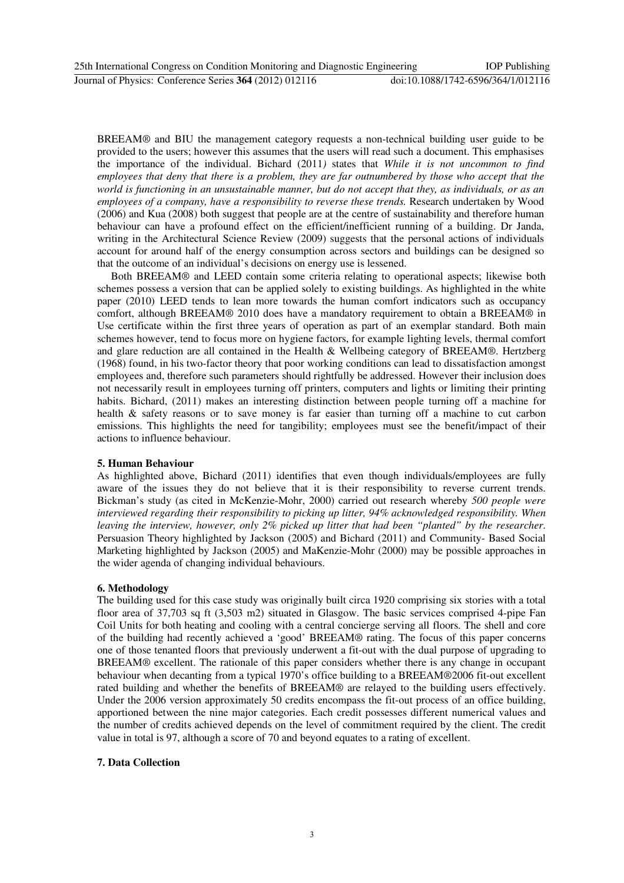BREEAM® and BIU the management category requests a non-technical building user guide to be provided to the users; however this assumes that the users will read such a document. This emphasises the importance of the individual. Bichard (2011*)* states that *While it is not uncommon to find employees that deny that there is a problem, they are far outnumbered by those who accept that the world is functioning in an unsustainable manner, but do not accept that they, as individuals, or as an employees of a company, have a responsibility to reverse these trends.* Research undertaken by Wood (2006) and Kua (2008) both suggest that people are at the centre of sustainability and therefore human behaviour can have a profound effect on the efficient/inefficient running of a building. Dr Janda, writing in the Architectural Science Review (2009) suggests that the personal actions of individuals account for around half of the energy consumption across sectors and buildings can be designed so that the outcome of an individual's decisions on energy use is lessened.

Both BREEAM® and LEED contain some criteria relating to operational aspects; likewise both schemes possess a version that can be applied solely to existing buildings. As highlighted in the white paper (2010) LEED tends to lean more towards the human comfort indicators such as occupancy comfort, although BREEAM® 2010 does have a mandatory requirement to obtain a BREEAM® in Use certificate within the first three years of operation as part of an exemplar standard. Both main schemes however, tend to focus more on hygiene factors, for example lighting levels, thermal comfort and glare reduction are all contained in the Health & Wellbeing category of BREEAM®. Hertzberg (1968) found, in his two-factor theory that poor working conditions can lead to dissatisfaction amongst employees and, therefore such parameters should rightfully be addressed. However their inclusion does not necessarily result in employees turning off printers, computers and lights or limiting their printing habits. Bichard, (2011) makes an interesting distinction between people turning off a machine for health & safety reasons or to save money is far easier than turning off a machine to cut carbon emissions. This highlights the need for tangibility; employees must see the benefit/impact of their actions to influence behaviour.

## 5. Human Behaviour

As highlighted above, Bichard (2011) identifies that even though individuals/employees are fully aware of the issues they do not believe that it is their responsibility to reverse current trends. Bickman's study (as cited in McKenzie-Mohr, 2000) carried out research whereby *500 people were interviewed regarding their responsibility to picking up litter, 94% acknowledged responsibility. When leaving the interview, however, only 2% picked up litter that had been "planted" by the researcher*. Persuasion Theory highlighted by Jackson (2005) and Bichard (2011) and Community- Based Social Marketing highlighted by Jackson (2005) and MaKenzie-Mohr (2000) may be possible approaches in the wider agenda of changing individual behaviours.

## 6. Methodology

The building used for this case study was originally built circa 1920 comprising six stories with a total floor area of 37,703 sq ft (3,503 m2) situated in Glasgow. The basic services comprised 4-pipe Fan Coil Units for both heating and cooling with a central concierge serving all floors. The shell and core of the building had recently achieved a 'good' BREEAM® rating. The focus of this paper concerns one of those tenanted floors that previously underwent a fit-out with the dual purpose of upgrading to BREEAM® excellent. The rationale of this paper considers whether there is any change in occupant behaviour when decanting from a typical 1970's office building to a BREEAM®2006 fit-out excellent rated building and whether the benefits of BREEAM® are relayed to the building users effectively. Under the 2006 version approximately 50 credits encompass the fit-out process of an office building, apportioned between the nine major categories. Each credit possesses different numerical values and the number of credits achieved depends on the level of commitment required by the client. The credit value in total is 97, although a score of 70 and beyond equates to a rating of excellent.

## 7. Data Collection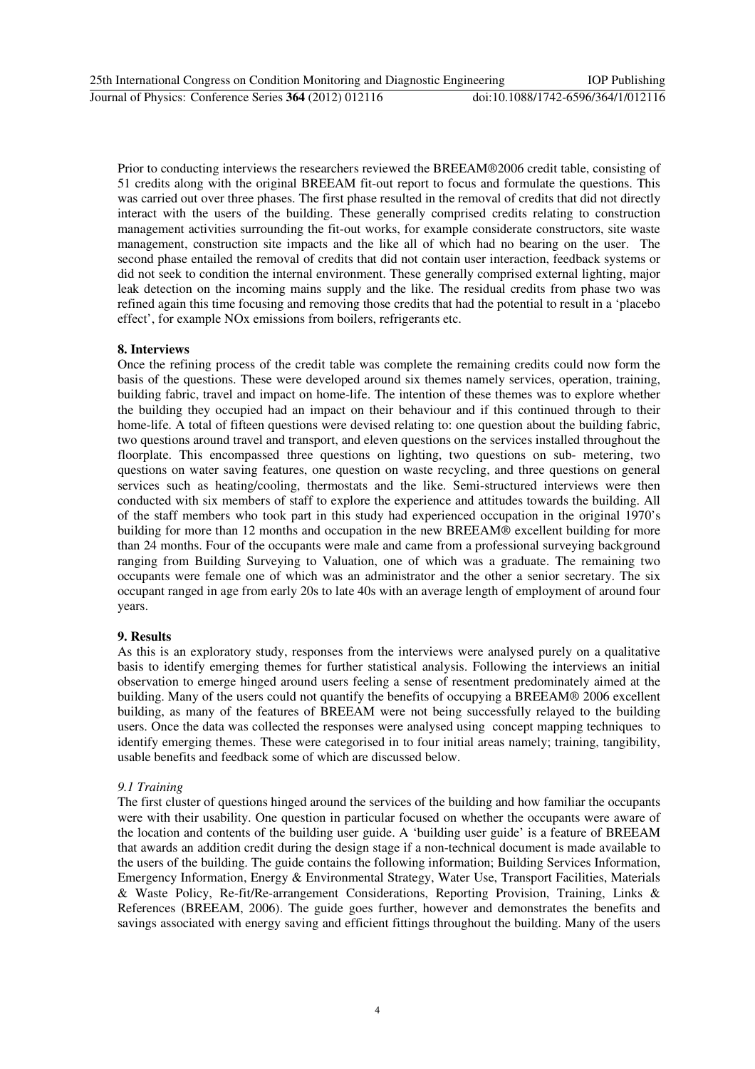Prior to conducting interviews the researchers reviewed the BREEAM®2006 credit table, consisting of 51 credits along with the original BREEAM fit-out report to focus and formulate the questions. This was carried out over three phases. The first phase resulted in the removal of credits that did not directly interact with the users of the building. These generally comprised credits relating to construction management activities surrounding the fit-out works, for example considerate constructors, site waste management, construction site impacts and the like all of which had no bearing on the user. The second phase entailed the removal of credits that did not contain user interaction, feedback systems or did not seek to condition the internal environment. These generally comprised external lighting, major leak detection on the incoming mains supply and the like. The residual credits from phase two was refined again this time focusing and removing those credits that had the potential to result in a 'placebo effect', for example NOx emissions from boilers, refrigerants etc.

## 8. Interviews

Once the refining process of the credit table was complete the remaining credits could now form the basis of the questions. These were developed around six themes namely services, operation, training, building fabric, travel and impact on home-life. The intention of these themes was to explore whether the building they occupied had an impact on their behaviour and if this continued through to their home-life. A total of fifteen questions were devised relating to: one question about the building fabric, two questions around travel and transport, and eleven questions on the services installed throughout the floorplate. This encompassed three questions on lighting, two questions on sub- metering, two questions on water saving features, one question on waste recycling, and three questions on general services such as heating/cooling, thermostats and the like. Semi-structured interviews were then conducted with six members of staff to explore the experience and attitudes towards the building. All of the staff members who took part in this study had experienced occupation in the original 1970's building for more than 12 months and occupation in the new BREEAM® excellent building for more than 24 months. Four of the occupants were male and came from a professional surveying background ranging from Building Surveying to Valuation, one of which was a graduate. The remaining two occupants were female one of which was an administrator and the other a senior secretary. The six occupant ranged in age from early 20s to late 40s with an average length of employment of around four years.

## 9. Results

As this is an exploratory study, responses from the interviews were analysed purely on a qualitative basis to identify emerging themes for further statistical analysis. Following the interviews an initial observation to emerge hinged around users feeling a sense of resentment predominately aimed at the building. Many of the users could not quantify the benefits of occupying a BREEAM® 2006 excellent building, as many of the features of BREEAM were not being successfully relayed to the building users. Once the data was collected the responses were analysed using concept mapping techniques to identify emerging themes. These were categorised in to four initial areas namely; training, tangibility, usable benefits and feedback some of which are discussed below.

### *9.1 Training*

The first cluster of questions hinged around the services of the building and how familiar the occupants were with their usability. One question in particular focused on whether the occupants were aware of the location and contents of the building user guide. A 'building user guide' is a feature of BREEAM that awards an addition credit during the design stage if a non-technical document is made available to the users of the building. The guide contains the following information; Building Services Information, Emergency Information, Energy & Environmental Strategy, Water Use, Transport Facilities, Materials & Waste Policy, Re-fit/Re-arrangement Considerations, Reporting Provision, Training, Links & References (BREEAM, 2006). The guide goes further, however and demonstrates the benefits and savings associated with energy saving and efficient fittings throughout the building. Many of the users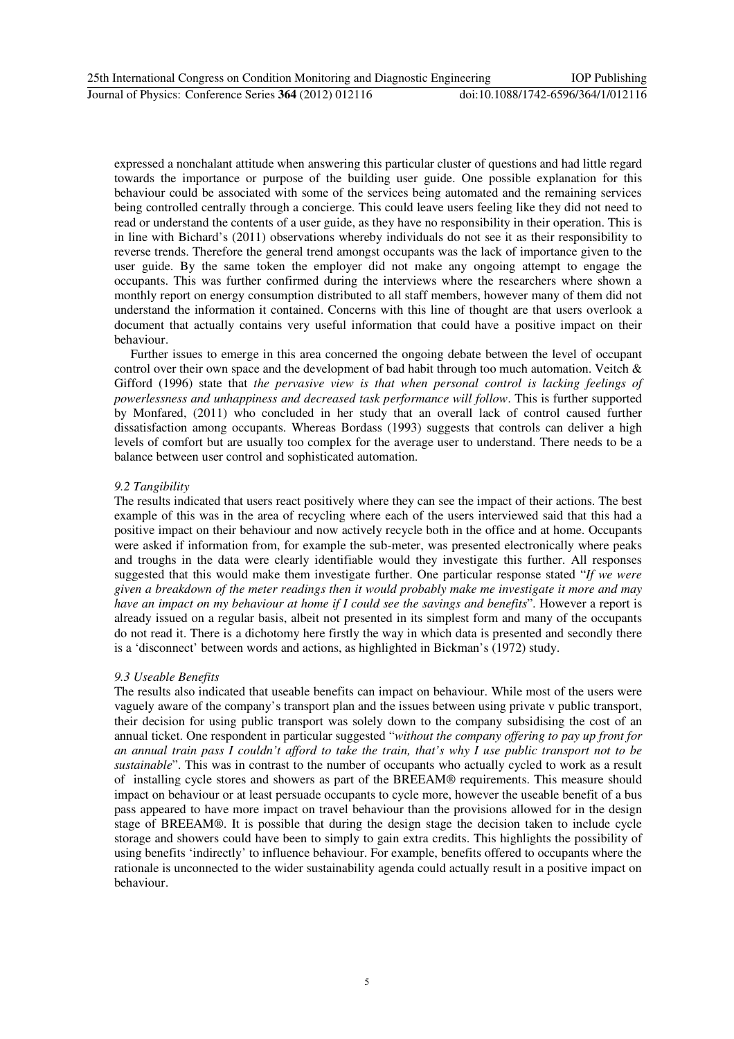expressed a nonchalant attitude when answering this particular cluster of questions and had little regard towards the importance or purpose of the building user guide. One possible explanation for this behaviour could be associated with some of the services being automated and the remaining services being controlled centrally through a concierge. This could leave users feeling like they did not need to read or understand the contents of a user guide, as they have no responsibility in their operation. This is in line with Bichard's (2011) observations whereby individuals do not see it as their responsibility to reverse trends. Therefore the general trend amongst occupants was the lack of importance given to the user guide. By the same token the employer did not make any ongoing attempt to engage the occupants. This was further confirmed during the interviews where the researchers where shown a monthly report on energy consumption distributed to all staff members, however many of them did not understand the information it contained. Concerns with this line of thought are that users overlook a document that actually contains very useful information that could have a positive impact on their behaviour.

Further issues to emerge in this area concerned the ongoing debate between the level of occupant control over their own space and the development of bad habit through too much automation. Veitch & Gifford (1996) state that *the pervasive view is that when personal control is lacking feelings of powerlessness and unhappiness and decreased task performance will follow*. This is further supported by Monfared, (2011) who concluded in her study that an overall lack of control caused further dissatisfaction among occupants. Whereas Bordass (1993) suggests that controls can deliver a high levels of comfort but are usually too complex for the average user to understand. There needs to be a balance between user control and sophisticated automation.

*9.2 Tangibility*

The results indicated that users react positively where they can see the impact of their actions. The best example of this was in the area of recycling where each of the users interviewed said that this had a positive impact on their behaviour and now actively recycle both in the office and at home. Occupants were asked if information from, for example the sub-meter, was presented electronically where peaks and troughs in the data were clearly identifiable would they investigate this further. All responses suggested that this would make them investigate further. One particular response stated "*If we were given a breakdown of the meter readings then it would probably make me investigate it more and may have an impact on my behaviour at home if I could see the savings and benefits*". However a report is already issued on a regular basis, albeit not presented in its simplest form and many of the occupants do not read it. There is a dichotomy here firstly the way in which data is presented and secondly there is a 'disconnect' between words and actions, as highlighted in Bickman's (1972) study.

*9.3 Useable Benefits*

The results also indicated that useable benefits can impact on behaviour. While most of the users were vaguely aware of the company's transport plan and the issues between using private v public transport, their decision for using public transport was solely down to the company subsidising the cost of an annual ticket. One respondent in particular suggested "*without the company offering to pay up front for an annual train pass I couldn't afford to take the train, that's why I use public transport not to be sustainable*". This was in contrast to the number of occupants who actually cycled to work as a result of installing cycle stores and showers as part of the BREEAM® requirements. This measure should impact on behaviour or at least persuade occupants to cycle more, however the useable benefit of a bus pass appeared to have more impact on travel behaviour than the provisions allowed for in the design stage of BREEAM®. It is possible that during the design stage the decision taken to include cycle storage and showers could have been to simply to gain extra credits. This highlights the possibility of using benefits 'indirectly' to influence behaviour. For example, benefits offered to occupants where the rationale is unconnected to the wider sustainability agenda could actually result in a positive impact on behaviour.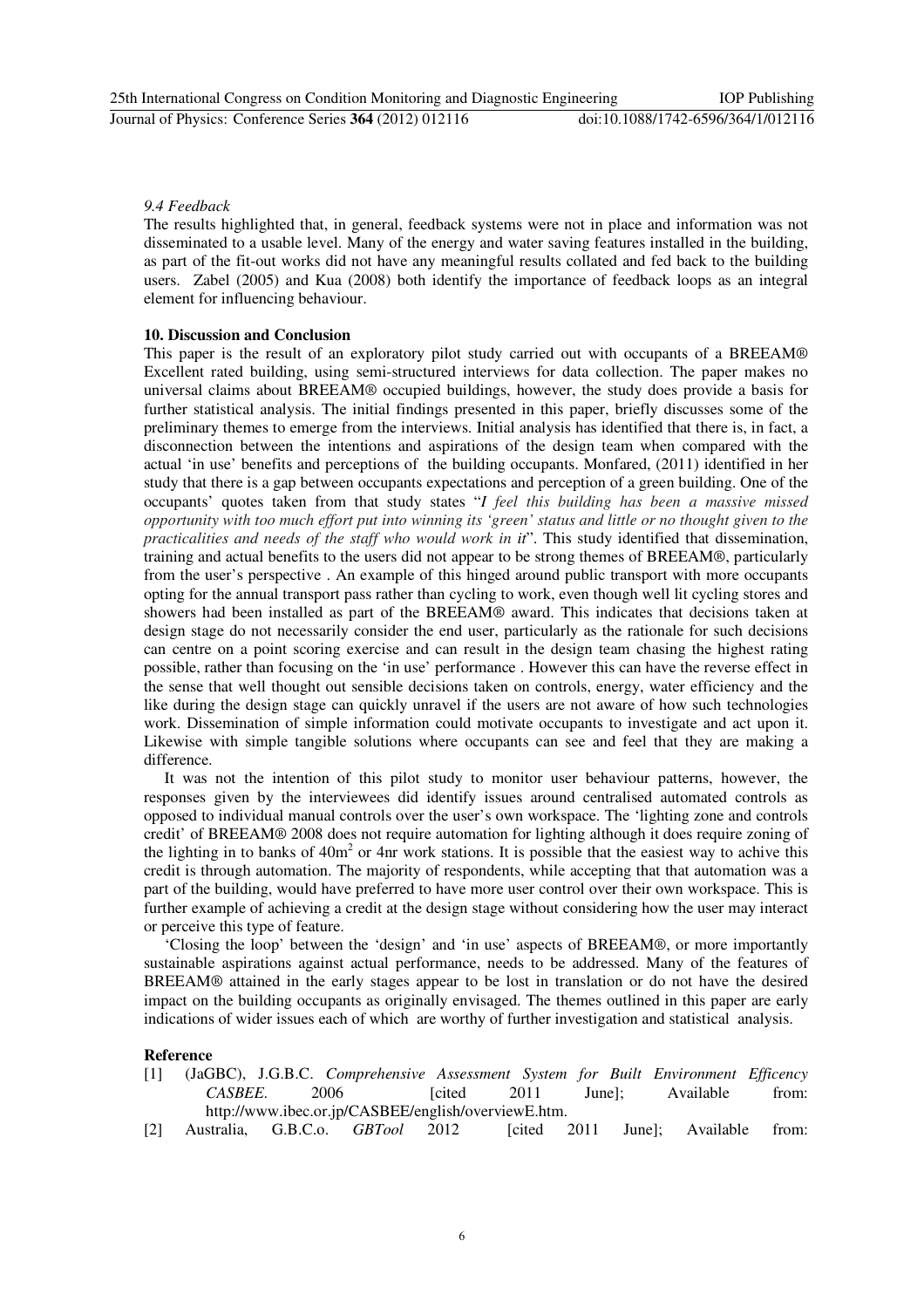*9.4 Feedback*

The results highlighted that, in general, feedback systems were not in place and information was not disseminated to a usable level. Many of the energy and water saving features installed in the building, as part of the fit-out works did not have any meaningful results collated and fed back to the building users. Zabel (2005) and Kua (2008) both identify the importance of feedback loops as an integral element for influencing behaviour.

**10. Discussion and Conclusion**

This paper is the result of an exploratory pilot study carried out with occupants of a BREEAM® Excellent rated building, using semi-structured interviews for data collection. The paper makes no universal claims about BREEAM® occupied buildings, however, the study does provide a basis for further statistical analysis. The initial findings presented in this paper, briefly discusses some of the preliminary themes to emerge from the interviews. Initial analysis has identified that there is, in fact, a disconnection between the intentions and aspirations of the design team when compared with the actual 'in use' benefits and perceptions of the building occupants. Monfared, (2011) identified in her study that there is a gap between occupants expectations and perception of a green building. One of the occupants' quotes taken from that study states "*I feel this building has been a massive missed opportunity with too much effort put into winning its 'green' status and little or no thought given to the practicalities and needs of the staff who would work in it*". This study identified that dissemination, training and actual benefits to the users did not appear to be strong themes of BREEAM®, particularly from the user's perspective . An example of this hinged around public transport with more occupants opting for the annual transport pass rather than cycling to work, even though well lit cycling stores and showers had been installed as part of the BREEAM® award. This indicates that decisions taken at design stage do not necessarily consider the end user, particularly as the rationale for such decisions can centre on a point scoring exercise and can result in the design team chasing the highest rating possible, rather than focusing on the 'in use' performance . However this can have the reverse effect in the sense that well thought out sensible decisions taken on controls, energy, water efficiency and the like during the design stage can quickly unravel if the users are not aware of how such technologies work. Dissemination of simple information could motivate occupants to investigate and act upon it. Likewise with simple tangible solutions where occupants can see and feel that they are making a difference.

It was not the intention of this pilot study to monitor user behaviour patterns, however, the responses given by the interviewees did identify issues around centralised automated controls as opposed to individual manual controls over the user's own workspace. The 'lighting zone and controls credit' of BREEAM® 2008 does not require automation for lighting although it does require zoning of the lighting in to banks of $40m^2$ or 4nr work stations. It is possible that the easiest way to achive this credit is through automation. The majority of respondents, while accepting that that automation was a part of the building, would have preferred to have more user control over their own workspace. This is further example of achieving a credit at the design stage without considering how the user may interact or perceive this type of feature.

'Closing the loop' between the 'design' and 'in use' aspects of BREEAM®, or more importantly sustainable aspirations against actual performance, needs to be addressed. Many of the features of BREEAM® attained in the early stages appear to be lost in translation or do not have the desired impact on the building occupants as originally envisaged. The themes outlined in this paper are early indications of wider issues each of which are worthy of further investigation and statistical analysis.

**Reference**

[1] (JaGBC), J.G.B.C. *Comprehensive Assessment System for Built Environment Efficency CASBEE*. 2006 [cited 2011 June]; Available from: http://www.ibec.or.jp/CASBEE/english/overviewE.htm.

[2] Australia, G.B.C.o. *GBTool* 2012 [cited 2011 June]; Available from: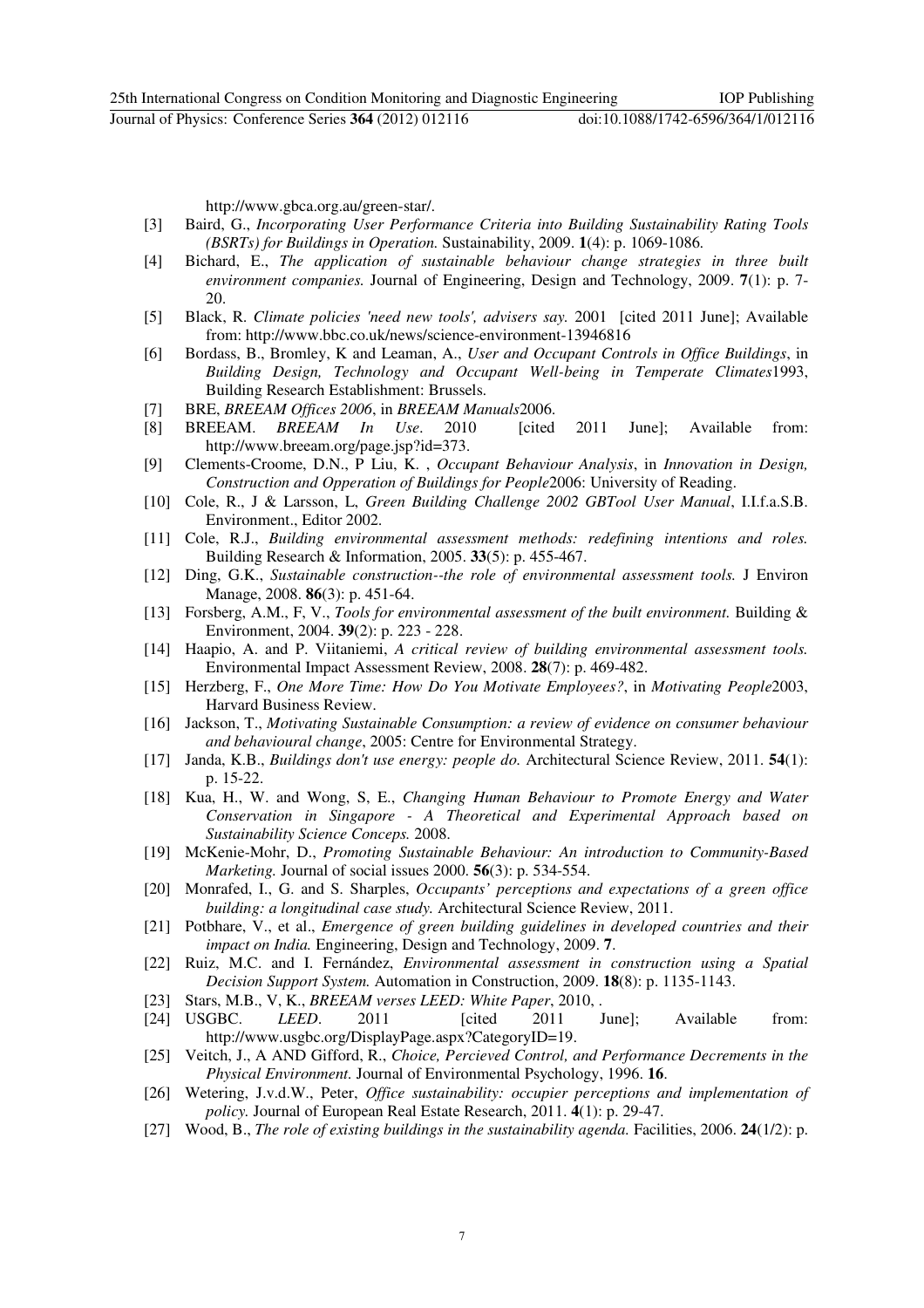http://www.gbca.org.au/green-star/.

[3] Baird, G., *Incorporating User Performance Criteria into Building Sustainability Rating Tools (BSRTs) for Buildings in Operation.* Sustainability, 2009. **1**(4): p. 1069-1086.

[4] Bichard, E., *The application of sustainable behaviour change strategies in three built environment companies.* Journal of Engineering, Design and Technology, 2009. **7**(1): p. 7-20.

[5] Black, R. *Climate policies 'need new tools', advisers say.* 2001 [cited 2011 June]; Available from: http://www.bbc.co.uk/news/science-environment-13946816

[6] Bordass, B., Bromley, K and Leaman, A., *User and Occupant Controls in Office Buildings*, in *Building Design, Technology and Occupant Well-being in Temperate Climates*1993, Building Research Establishment: Brussels.

[7] BRE, *BREEAM Offices 2006*, in *BREEAM Manuals*2006.

[8] BREEAM. *BREEAM In Use*. 2010 [cited 2011 June]; Available from: http://www.breeam.org/page.jsp?id=373.

[9] Clements-Croome, D.N., P Liu, K. , *Occupant Behaviour Analysis*, in *Innovation in Design, Construction and Opperation of Buildings for People*2006: University of Reading.

[10] Cole, R., J & Larsson, L, *Green Building Challenge 2002 GBTool User Manual*, I.I.f.a.S.B. Environment., Editor 2002.

[11] Cole, R.J., *Building environmental assessment methods: redefining intentions and roles.* Building Research & Information, 2005. **33**(5): p. 455-467.

[12] Ding, G.K., *Sustainable construction--the role of environmental assessment tools.* J Environ Manage, 2008. **86**(3): p. 451-64.

[13] Forsberg, A.M., F, V., *Tools for environmental assessment of the built environment.* Building & Environment, 2004. **39**(2): p. 223 - 228.

[14] Haapio, A. and P. Viitaniemi, *A critical review of building environmental assessment tools.* Environmental Impact Assessment Review, 2008. **28**(7): p. 469-482.

[15] Herzberg, F., *One More Time: How Do You Motivate Employees?*, in *Motivating People*2003, Harvard Business Review.

[16] Jackson, T., *Motivating Sustainable Consumption: a review of evidence on consumer behaviour and behavioural change*, 2005: Centre for Environmental Strategy.

[17] Janda, K.B., *Buildings don't use energy: people do.* Architectural Science Review, 2011. **54**(1): p. 15-22.

[18] Kua, H., W. and Wong, S, E., *Changing Human Behaviour to Promote Energy and Water Conservation in Singapore - A Theoretical and Experimental Approach based on Sustainability Science Conceps.* 2008.

[19] McKenie-Mohr, D., *Promoting Sustainable Behaviour: An introduction to Community-Based Marketing.* Journal of social issues 2000. **56**(3): p. 534-554.

[20] Monrafed, I., G. and S. Sharples, *Occupants' perceptions and expectations of a green office building: a longitudinal case study.* Architectural Science Review, 2011.

[21] Potbhare, V., et al., *Emergence of green building guidelines in developed countries and their impact on India.* Engineering, Design and Technology, 2009. **7**.

[22] Ruiz, M.C. and I. Fernández, *Environmental assessment in construction using a Spatial Decision Support System.* Automation in Construction, 2009. **18**(8): p. 1135-1143.

[23] Stars, M.B., V, K., *BREEAM verses LEED: White Paper*, 2010, .

[24] USGBC. *LEED*. 2011 [cited 2011 June]; Available from: http://www.usgbc.org/DisplayPage.aspx?CategoryID=19.

[25] Veitch, J., A AND Gifford, R., *Choice, Percieved Control, and Performance Decrements in the Physical Environment.* Journal of Environmental Psychology, 1996. **16**.

[26] Wetering, J.v.d.W., Peter, *Office sustainability: occupier perceptions and implementation of policy.* Journal of European Real Estate Research, 2011. **4**(1): p. 29-47.

[27] Wood, B., *The role of existing buildings in the sustainability agenda.* Facilities, 2006. **24**(1/2): p.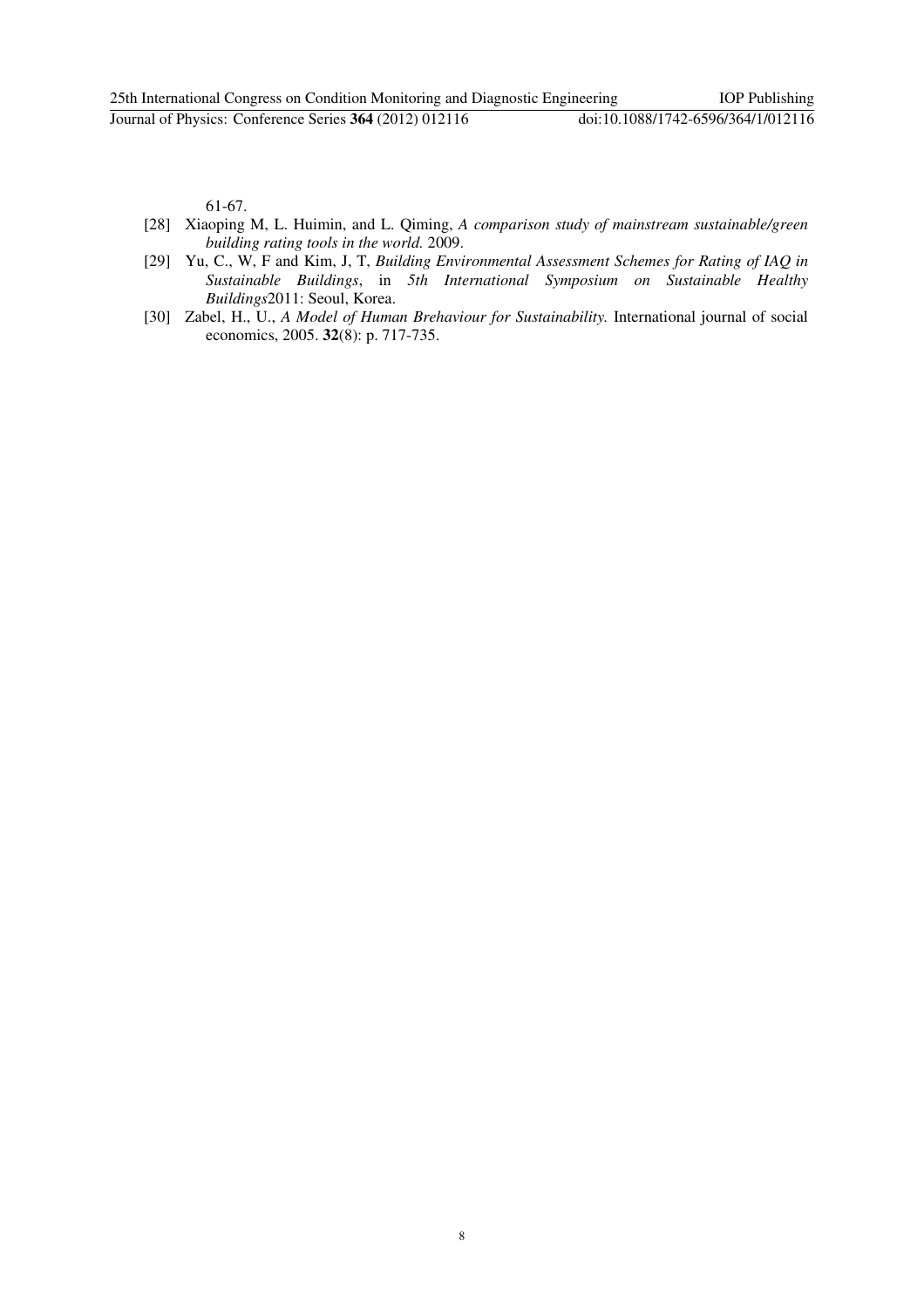61-67.

[28] Xiaoping M, L. Huimin, and L. Qiming, *A comparison study of mainstream sustainable/green building rating tools in the world.* 2009.

[29] Yu, C., W, F and Kim, J, T, *Building Environmental Assessment Schemes for Rating of IAQ in Sustainable Buildings*, in *5th International Symposium on Sustainable Healthy Buildings*2011: Seoul, Korea.

[30] Zabel, H., U., *A Model of Human Brehaviour for Sustainability.* International journal of social economics, 2005. **32**(8): p. 717-735.